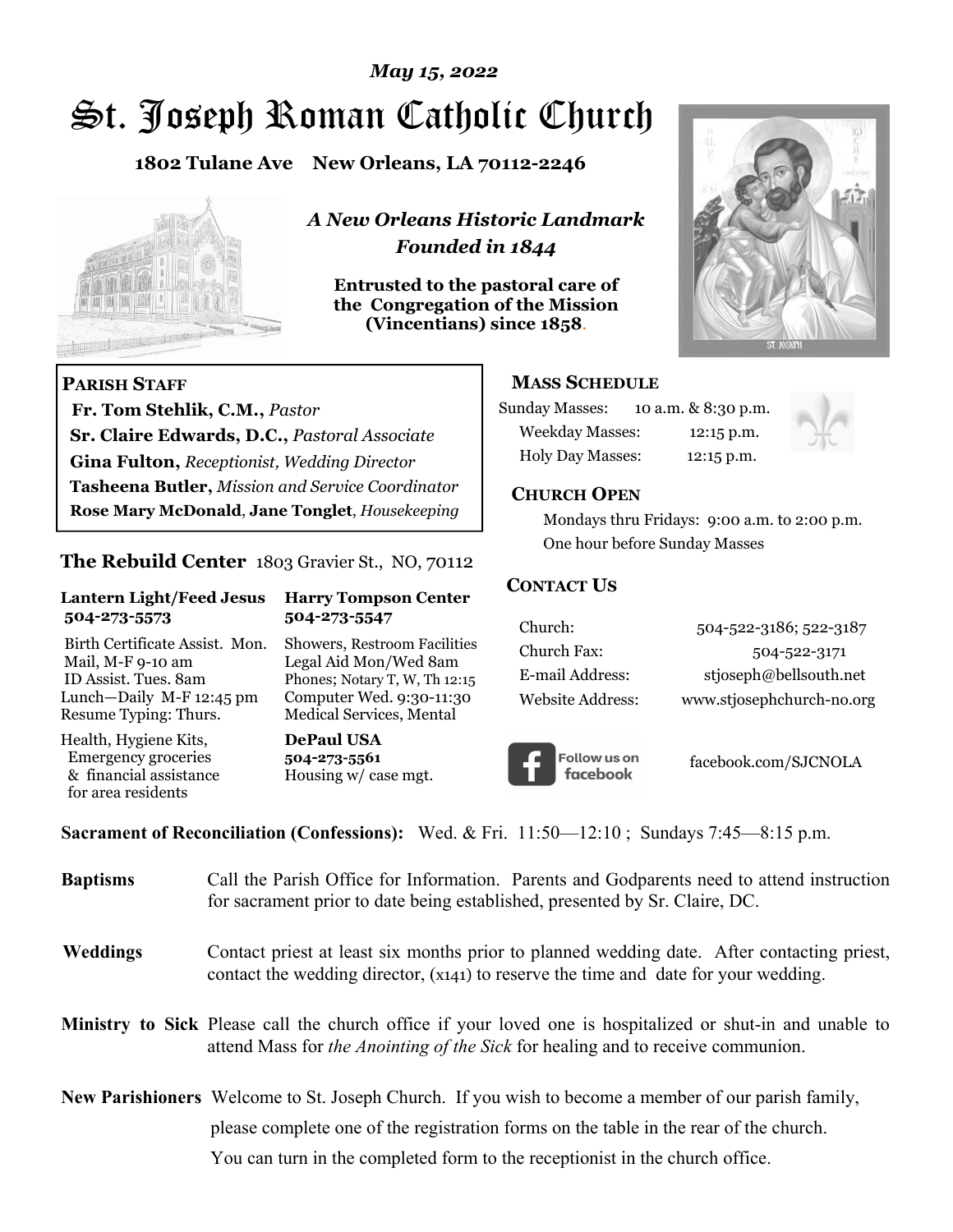*May 15, 2022*

# St. Joseph Roman Catholic Church

**1802 Tulane Ave New Orleans, LA 70112-2246**

***A New Orleans Historic Landmark***
***Founded in 1844***

**Entrusted to the pastoral care of the Congregation of the Mission (Vincentians) since 1858.**

## PARISH STAFF

**Fr. Tom Stehlik, C.M.,** *Pastor*
**Sr. Claire Edwards, D.C.,** *Pastoral Associate*
**Gina Fulton,** *Receptionist, Wedding Director*
**Tasheena Butler,** *Mission and Service Coordinator*
**Rose Mary McDonald**, **Jane Tonglet**, *Housekeeping*

## MASS SCHEDULE

| | |
|---|---|
| Sunday Masses: | 10 a.m. & 8:30 p.m. |
| Weekday Masses: | 12:15 p.m. |
| Holy Day Masses: | 12:15 p.m. |

## CHURCH OPEN

Mondays thru Fridays: 9:00 a.m. to 2:00 p.m.
One hour before Sunday Masses

## The Rebuild Center 1803 Gravier St., NO, 70112

**Lantern Light/Feed Jesus 504-273-5573**

Birth Certificate Assist. Mon.
Mail, M-F 9-10 am
ID Assist. Tues. 8am
Lunch—Daily M-F 12:45 pm
Resume Typing: Thurs.

Health, Hygiene Kits, Emergency groceries & financial assistance for area residents

**Harry Tompson Center 504-273-5547**

Showers, Restroom Facilities
Legal Aid Mon/Wed 8am
Phones; Notary T, W, Th 12:15
Computer Wed. 9:30-11:30
Medical Services, Mental

**DePaul USA**
**504-273-5561**
Housing w/ case mgt.

## CONTACT US

| | |
|---|---|
| Church: | 504-522-3186; 522-3187 |
| Church Fax: | 504-522-3171 |
| E-mail Address: | stjoseph@bellsouth.net |
| Website Address: | www.stjosephchurch-no.org |

Follow us on facebook — facebook.com/SJCNOLA

**Sacrament of Reconciliation (Confessions):** Wed. & Fri. 11:50—12:10 ; Sundays 7:45—8:15 p.m.

**Baptisms** Call the Parish Office for Information. Parents and Godparents need to attend instruction for sacrament prior to date being established, presented by Sr. Claire, DC.

**Weddings** Contact priest at least six months prior to planned wedding date. After contacting priest, contact the wedding director, (x141) to reserve the time and date for your wedding.

**Ministry to Sick** Please call the church office if your loved one is hospitalized or shut-in and unable to attend Mass for *the Anointing of the Sick* for healing and to receive communion.

**New Parishioners** Welcome to St. Joseph Church. If you wish to become a member of our parish family, please complete one of the registration forms on the table in the rear of the church. You can turn in the completed form to the receptionist in the church office.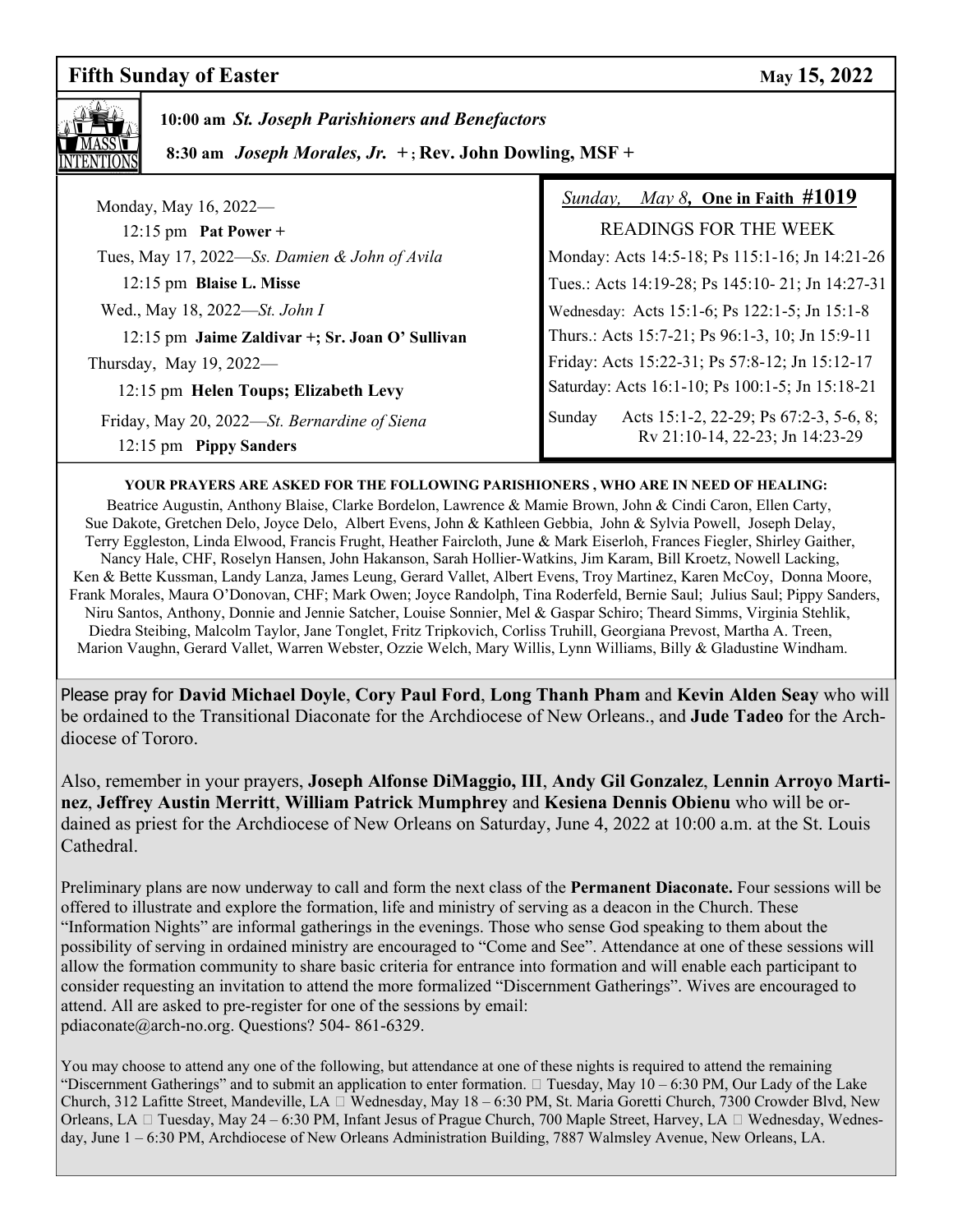## Fifth Sunday of Easter — May 15, 2022

### MASS INTENTIONS

**10:00 am** ***St. Joseph Parishioners and Benefactors***

**8:30 am** ***Joseph Morales, Jr.*** **+ ; Rev. John Dowling, MSF +**

Monday, May 16, 2022—
12:15 pm **Pat Power +**

Tues, May 17, 2022—*Ss. Damien & John of Avila*
12:15 pm **Blaise L. Misse**

Wed., May 18, 2022—*St. John I*
12:15 pm **Jaime Zaldivar +; Sr. Joan O' Sullivan**

Thursday, May 19, 2022—
12:15 pm **Helen Toups; Elizabeth Levy**

Friday, May 20, 2022—*St. Bernardine of Siena*
12:15 pm **Pippy Sanders**

*Sunday, May 8*, **One in Faith #1019**

READINGS FOR THE WEEK

Monday: Acts 14:5-18; Ps 115:1-16; Jn 14:21-26
Tues.: Acts 14:19-28; Ps 145:10- 21; Jn 14:27-31
Wednesday: Acts 15:1-6; Ps 122:1-5; Jn 15:1-8
Thurs.: Acts 15:7-21; Ps 96:1-3, 10; Jn 15:9-11
Friday: Acts 15:22-31; Ps 57:8-12; Jn 15:12-17
Saturday: Acts 16:1-10; Ps 100:1-5; Jn 15:18-21
Sunday Acts 15:1-2, 22-29; Ps 67:2-3, 5-6, 8; Rv 21:10-14, 22-23; Jn 14:23-29

**YOUR PRAYERS ARE ASKED FOR THE FOLLOWING PARISHIONERS , WHO ARE IN NEED OF HEALING:**

Beatrice Augustin, Anthony Blaise, Clarke Bordelon, Lawrence & Mamie Brown, John & Cindi Caron, Ellen Carty, Sue Dakote, Gretchen Delo, Joyce Delo, Albert Evens, John & Kathleen Gebbia, John & Sylvia Powell, Joseph Delay, Terry Eggleston, Linda Elwood, Francis Frught, Heather Faircloth, June & Mark Eiserloh, Frances Fiegler, Shirley Gaither, Nancy Hale, CHF, Roselyn Hansen, John Hakanson, Sarah Hollier-Watkins, Jim Karam, Bill Kroetz, Nowell Lacking, Ken & Bette Kussman, Landy Lanza, James Leung, Gerard Vallet, Albert Evens, Troy Martinez, Karen McCoy, Donna Moore, Frank Morales, Maura O'Donovan, CHF; Mark Owen; Joyce Randolph, Tina Roderfeld, Bernie Saul; Julius Saul; Pippy Sanders, Niru Santos, Anthony, Donnie and Jennie Satcher, Louise Sonnier, Mel & Gaspar Schiro; Theard Simms, Virginia Stehlik, Diedra Steibing, Malcolm Taylor, Jane Tonglet, Fritz Tripkovich, Corliss Truhill, Georgiana Prevost, Martha A. Treen, Marion Vaughn, Gerard Vallet, Warren Webster, Ozzie Welch, Mary Willis, Lynn Williams, Billy & Gladustine Windham.

Please pray for **David Michael Doyle**, **Cory Paul Ford**, **Long Thanh Pham** and **Kevin Alden Seay** who will be ordained to the Transitional Diaconate for the Archdiocese of New Orleans., and **Jude Tadeo** for the Archdiocese of Tororo.

Also, remember in your prayers, **Joseph Alfonse DiMaggio, III**, **Andy Gil Gonzalez**, **Lennin Arroyo Martinez**, **Jeffrey Austin Merritt**, **William Patrick Mumphrey** and **Kesiena Dennis Obienu** who will be ordained as priest for the Archdiocese of New Orleans on Saturday, June 4, 2022 at 10:00 a.m. at the St. Louis Cathedral.

Preliminary plans are now underway to call and form the next class of the **Permanent Diaconate.** Four sessions will be offered to illustrate and explore the formation, life and ministry of serving as a deacon in the Church. These "Information Nights" are informal gatherings in the evenings. Those who sense God speaking to them about the possibility of serving in ordained ministry are encouraged to "Come and See". Attendance at one of these sessions will allow the formation community to share basic criteria for entrance into formation and will enable each participant to consider requesting an invitation to attend the more formalized "Discernment Gatherings". Wives are encouraged to attend. All are asked to pre-register for one of the sessions by email: pdiaconate@arch-no.org. Questions? 504- 861-6329.

You may choose to attend any one of the following, but attendance at one of these nights is required to attend the remaining "Discernment Gatherings" and to submit an application to enter formation. Tuesday, May 10 – 6:30 PM, Our Lady of the Lake Church, 312 Lafitte Street, Mandeville, LA Wednesday, May 18 – 6:30 PM, St. Maria Goretti Church, 7300 Crowder Blvd, New Orleans, LA Tuesday, May 24 – 6:30 PM, Infant Jesus of Prague Church, 700 Maple Street, Harvey, LA Wednesday, Wednesday, June 1 – 6:30 PM, Archdiocese of New Orleans Administration Building, 7887 Walmsley Avenue, New Orleans, LA.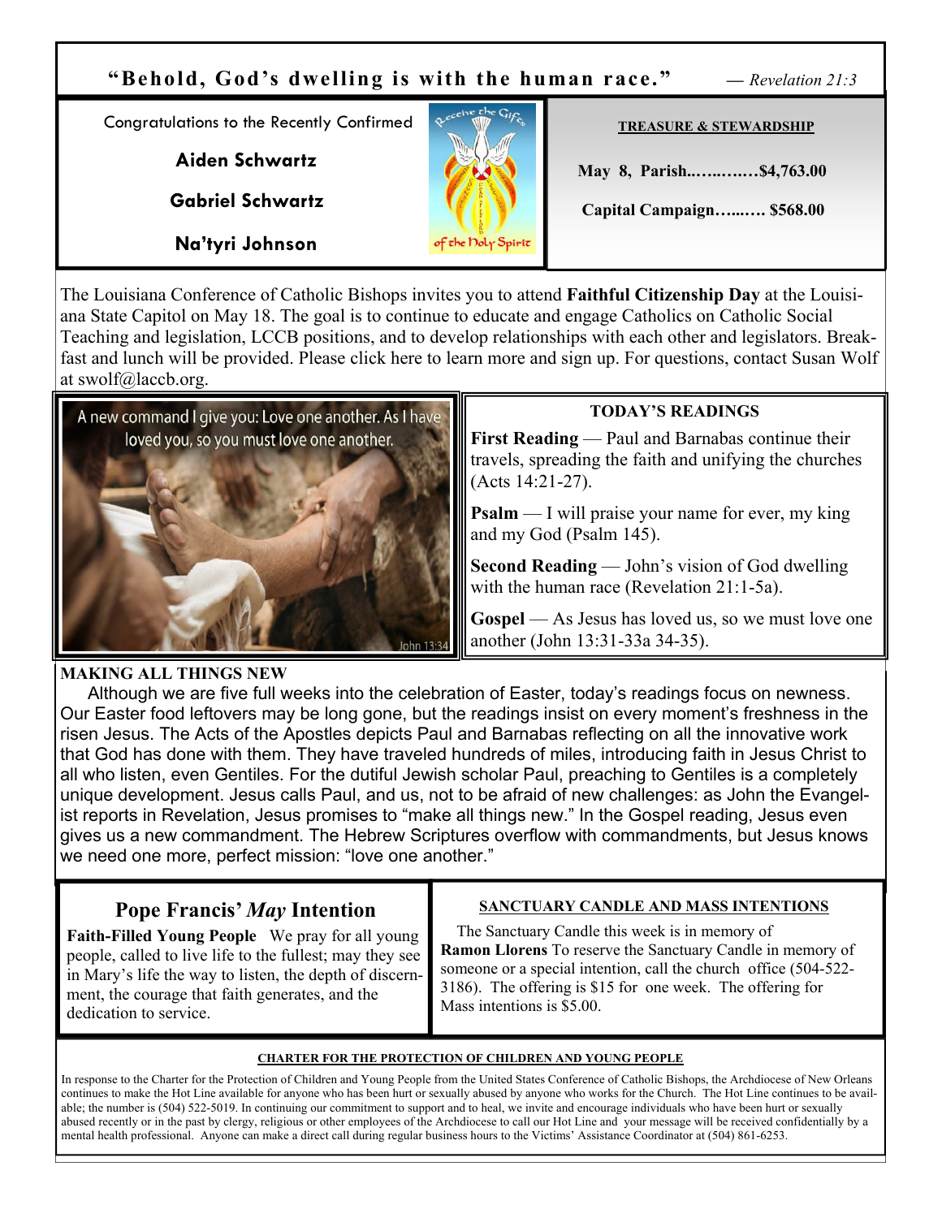**"Behold, God's dwelling is with the human race."** — *Revelation 21:3*

Congratulations to the Recently Confirmed

**Aiden Schwartz**

**Gabriel Schwartz**

**Na'tyri Johnson**

**TREASURE & STEWARDSHIP**

**May 8, Parish..…..….…$4,763.00**

**Capital Campaign…...…. $568.00**

The Louisiana Conference of Catholic Bishops invites you to attend **Faithful Citizenship Day** at the Louisiana State Capitol on May 18. The goal is to continue to educate and engage Catholics on Catholic Social Teaching and legislation, LCCB positions, and to develop relationships with each other and legislators. Breakfast and lunch will be provided. Please click here to learn more and sign up. For questions, contact Susan Wolf at swolf@laccb.org.

A new command I give you: Love one another. As I have loved you, so you must love one another.

John 13:34

**TODAY'S READINGS**

**First Reading** — Paul and Barnabas continue their travels, spreading the faith and unifying the churches (Acts 14:21-27).

**Psalm** — I will praise your name for ever, my king and my God (Psalm 145).

**Second Reading** — John's vision of God dwelling with the human race (Revelation 21:1-5a).

**Gospel** — As Jesus has loved us, so we must love one another (John 13:31-33a 34-35).

**MAKING ALL THINGS NEW**

Although we are five full weeks into the celebration of Easter, today's readings focus on newness. Our Easter food leftovers may be long gone, but the readings insist on every moment's freshness in the risen Jesus. The Acts of the Apostles depicts Paul and Barnabas reflecting on all the innovative work that God has done with them. They have traveled hundreds of miles, introducing faith in Jesus Christ to all who listen, even Gentiles. For the dutiful Jewish scholar Paul, preaching to Gentiles is a completely unique development. Jesus calls Paul, and us, not to be afraid of new challenges: as John the Evangelist reports in Revelation, Jesus promises to "make all things new." In the Gospel reading, Jesus even gives us a new commandment. The Hebrew Scriptures overflow with commandments, but Jesus knows we need one more, perfect mission: "love one another."

## Pope Francis' *May* Intention

**Faith-Filled Young People** We pray for all young people, called to live life to the fullest; may they see in Mary's life the way to listen, the depth of discernment, the courage that faith generates, and the dedication to service.

**SANCTUARY CANDLE AND MASS INTENTIONS**

The Sanctuary Candle this week is in memory of **Ramon Llorens** To reserve the Sanctuary Candle in memory of someone or a special intention, call the church office (504-522-3186). The offering is $15 for one week. The offering for Mass intentions is $5.00.

**CHARTER FOR THE PROTECTION OF CHILDREN AND YOUNG PEOPLE**

In response to the Charter for the Protection of Children and Young People from the United States Conference of Catholic Bishops, the Archdiocese of New Orleans continues to make the Hot Line available for anyone who has been hurt or sexually abused by anyone who works for the Church. The Hot Line continues to be available; the number is (504) 522-5019. In continuing our commitment to support and to heal, we invite and encourage individuals who have been hurt or sexually abused recently or in the past by clergy, religious or other employees of the Archdiocese to call our Hot Line and your message will be received confidentially by a mental health professional. Anyone can make a direct call during regular business hours to the Victims' Assistance Coordinator at (504) 861-6253.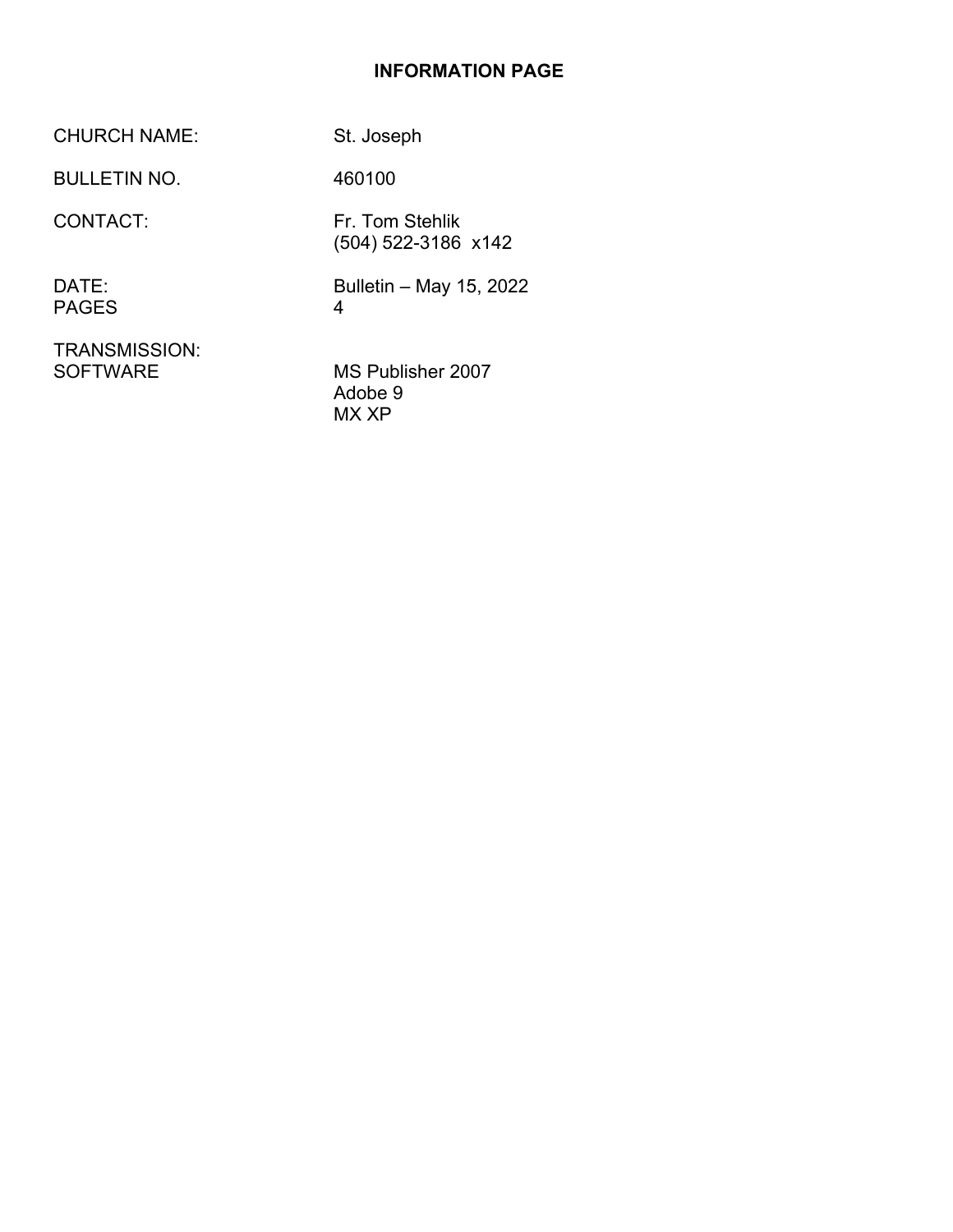# INFORMATION PAGE

| | |
|---|---|
| CHURCH NAME: | St. Joseph |
| BULLETIN NO. | 460100 |
| CONTACT: | Fr. Tom Stehlik<br>(504) 522-3186 x142 |
| DATE:<br>PAGES | Bulletin – May 15, 2022<br>4 |
| TRANSMISSION:<br>SOFTWARE | MS Publisher 2007<br>Adobe 9<br>MX XP |